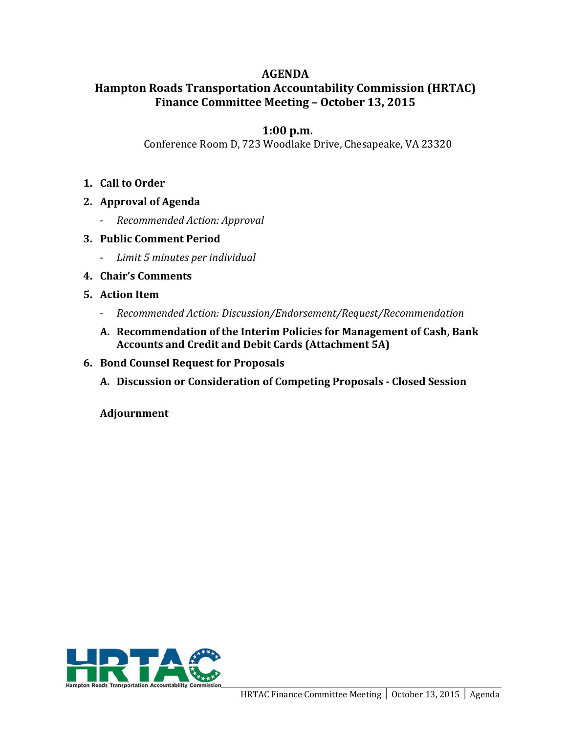# AGENDA

## Hampton Roads Transportation Accountability Commission (HRTAC) Finance Committee Meeting – October 13, 2015

### 1:00 p.m.

Conference Room D, 723 Woodlake Drive, Chesapeake, VA 23320

1. **Call to Order**
2. **Approval of Agenda**
   - *Recommended Action: Approval*
3. **Public Comment Period**
   - *Limit 5 minutes per individual*
4. **Chair's Comments**
5. **Action Item**
   - *Recommended Action: Discussion/Endorsement/Request/Recommendation*

   **A. Recommendation of the Interim Policies for Management of Cash, Bank Accounts and Credit and Debit Cards (Attachment 5A)**
6. **Bond Counsel Request for Proposals**

   **A. Discussion or Consideration of Competing Proposals - Closed Session**

**Adjournment**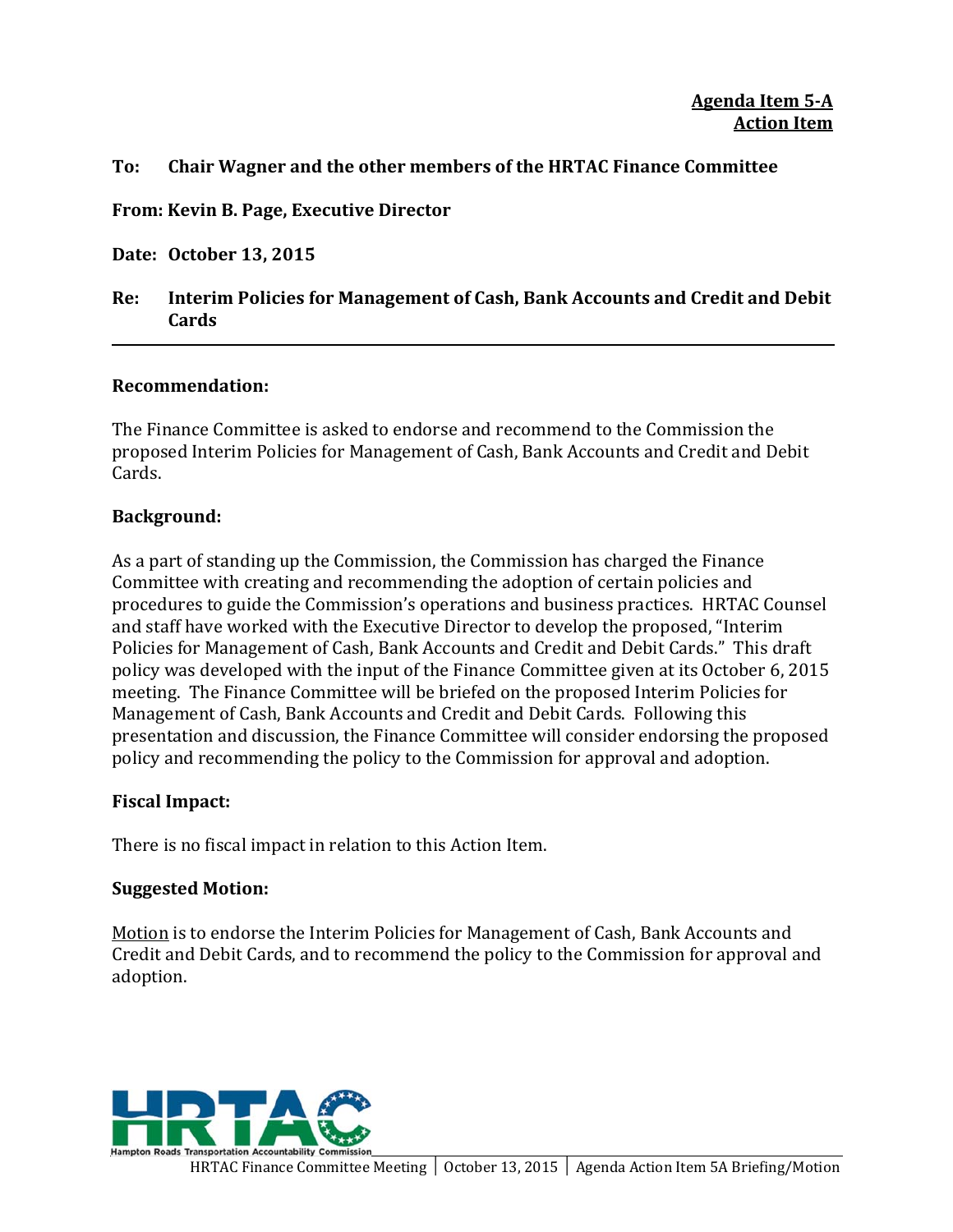**Agenda Item 5-A**
**Action Item**

**To: Chair Wagner and the other members of the HRTAC Finance Committee**

**From: Kevin B. Page, Executive Director**

**Date: October 13, 2015**

**Re: Interim Policies for Management of Cash, Bank Accounts and Credit and Debit Cards**

---

**Recommendation:**

The Finance Committee is asked to endorse and recommend to the Commission the proposed Interim Policies for Management of Cash, Bank Accounts and Credit and Debit Cards.

**Background:**

As a part of standing up the Commission, the Commission has charged the Finance Committee with creating and recommending the adoption of certain policies and procedures to guide the Commission's operations and business practices. HRTAC Counsel and staff have worked with the Executive Director to develop the proposed, "Interim Policies for Management of Cash, Bank Accounts and Credit and Debit Cards." This draft policy was developed with the input of the Finance Committee given at its October 6, 2015 meeting. The Finance Committee will be briefed on the proposed Interim Policies for Management of Cash, Bank Accounts and Credit and Debit Cards. Following this presentation and discussion, the Finance Committee will consider endorsing the proposed policy and recommending the policy to the Commission for approval and adoption.

**Fiscal Impact:**

There is no fiscal impact in relation to this Action Item.

**Suggested Motion:**

Motion is to endorse the Interim Policies for Management of Cash, Bank Accounts and Credit and Debit Cards, and to recommend the policy to the Commission for approval and adoption.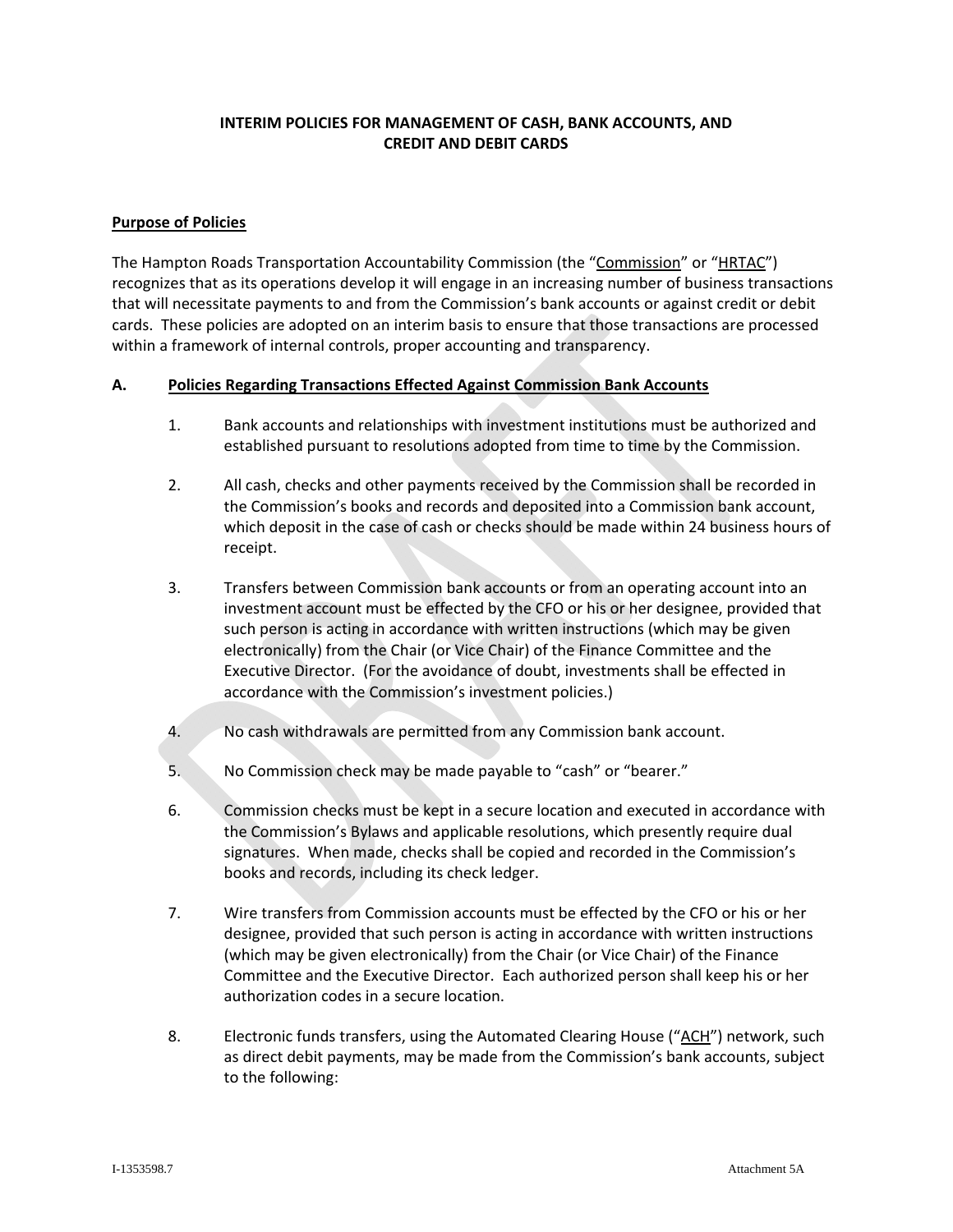**INTERIM POLICIES FOR MANAGEMENT OF CASH, BANK ACCOUNTS, AND CREDIT AND DEBIT CARDS**

**Purpose of Policies**

The Hampton Roads Transportation Accountability Commission (the "Commission" or "HRTAC") recognizes that as its operations develop it will engage in an increasing number of business transactions that will necessitate payments to and from the Commission's bank accounts or against credit or debit cards. These policies are adopted on an interim basis to ensure that those transactions are processed within a framework of internal controls, proper accounting and transparency.

**A. Policies Regarding Transactions Effected Against Commission Bank Accounts**

1. Bank accounts and relationships with investment institutions must be authorized and established pursuant to resolutions adopted from time to time by the Commission.

2. All cash, checks and other payments received by the Commission shall be recorded in the Commission's books and records and deposited into a Commission bank account, which deposit in the case of cash or checks should be made within 24 business hours of receipt.

3. Transfers between Commission bank accounts or from an operating account into an investment account must be effected by the CFO or his or her designee, provided that such person is acting in accordance with written instructions (which may be given electronically) from the Chair (or Vice Chair) of the Finance Committee and the Executive Director. (For the avoidance of doubt, investments shall be effected in accordance with the Commission's investment policies.)

4. No cash withdrawals are permitted from any Commission bank account.

5. No Commission check may be made payable to "cash" or "bearer."

6. Commission checks must be kept in a secure location and executed in accordance with the Commission's Bylaws and applicable resolutions, which presently require dual signatures. When made, checks shall be copied and recorded in the Commission's books and records, including its check ledger.

7. Wire transfers from Commission accounts must be effected by the CFO or his or her designee, provided that such person is acting in accordance with written instructions (which may be given electronically) from the Chair (or Vice Chair) of the Finance Committee and the Executive Director. Each authorized person shall keep his or her authorization codes in a secure location.

8. Electronic funds transfers, using the Automated Clearing House ("ACH") network, such as direct debit payments, may be made from the Commission's bank accounts, subject to the following: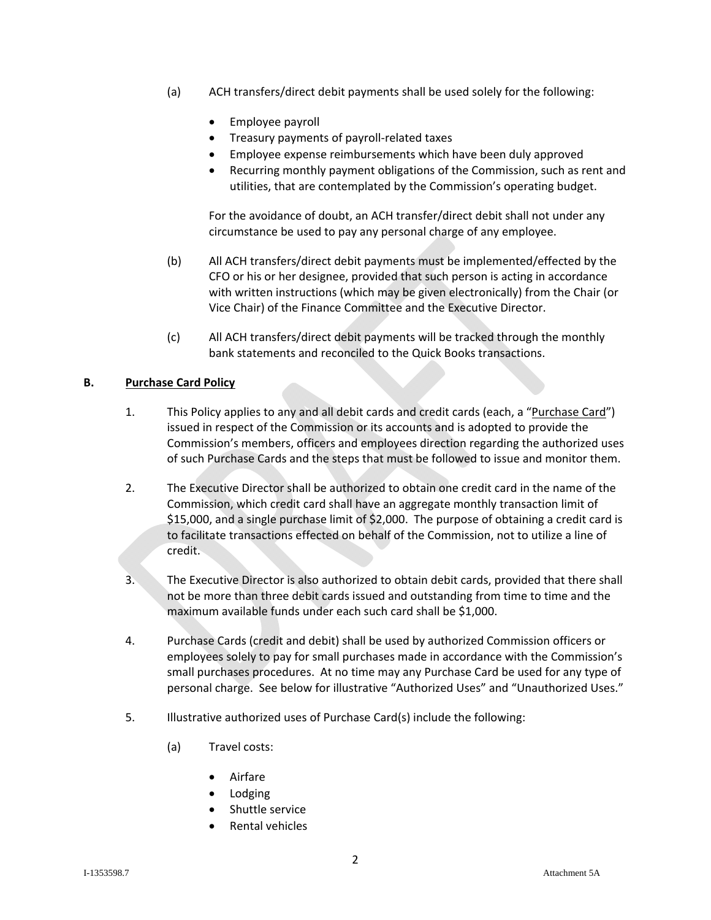(a) ACH transfers/direct debit payments shall be used solely for the following:

- Employee payroll
- Treasury payments of payroll-related taxes
- Employee expense reimbursements which have been duly approved
- Recurring monthly payment obligations of the Commission, such as rent and utilities, that are contemplated by the Commission's operating budget.

For the avoidance of doubt, an ACH transfer/direct debit shall not under any circumstance be used to pay any personal charge of any employee.

(b) All ACH transfers/direct debit payments must be implemented/effected by the CFO or his or her designee, provided that such person is acting in accordance with written instructions (which may be given electronically) from the Chair (or Vice Chair) of the Finance Committee and the Executive Director.

(c) All ACH transfers/direct debit payments will be tracked through the monthly bank statements and reconciled to the Quick Books transactions.

**B. <u>Purchase Card Policy</u>**

1. This Policy applies to any and all debit cards and credit cards (each, a "<u>Purchase Card</u>") issued in respect of the Commission or its accounts and is adopted to provide the Commission's members, officers and employees direction regarding the authorized uses of such Purchase Cards and the steps that must be followed to issue and monitor them.

2. The Executive Director shall be authorized to obtain one credit card in the name of the Commission, which credit card shall have an aggregate monthly transaction limit of \$15,000, and a single purchase limit of \$2,000. The purpose of obtaining a credit card is to facilitate transactions effected on behalf of the Commission, not to utilize a line of credit.

3. The Executive Director is also authorized to obtain debit cards, provided that there shall not be more than three debit cards issued and outstanding from time to time and the maximum available funds under each such card shall be \$1,000.

4. Purchase Cards (credit and debit) shall be used by authorized Commission officers or employees solely to pay for small purchases made in accordance with the Commission's small purchases procedures. At no time may any Purchase Card be used for any type of personal charge. See below for illustrative "Authorized Uses" and "Unauthorized Uses."

5. Illustrative authorized uses of Purchase Card(s) include the following:

   (a) Travel costs:

   - Airfare
   - Lodging
   - Shuttle service
   - Rental vehicles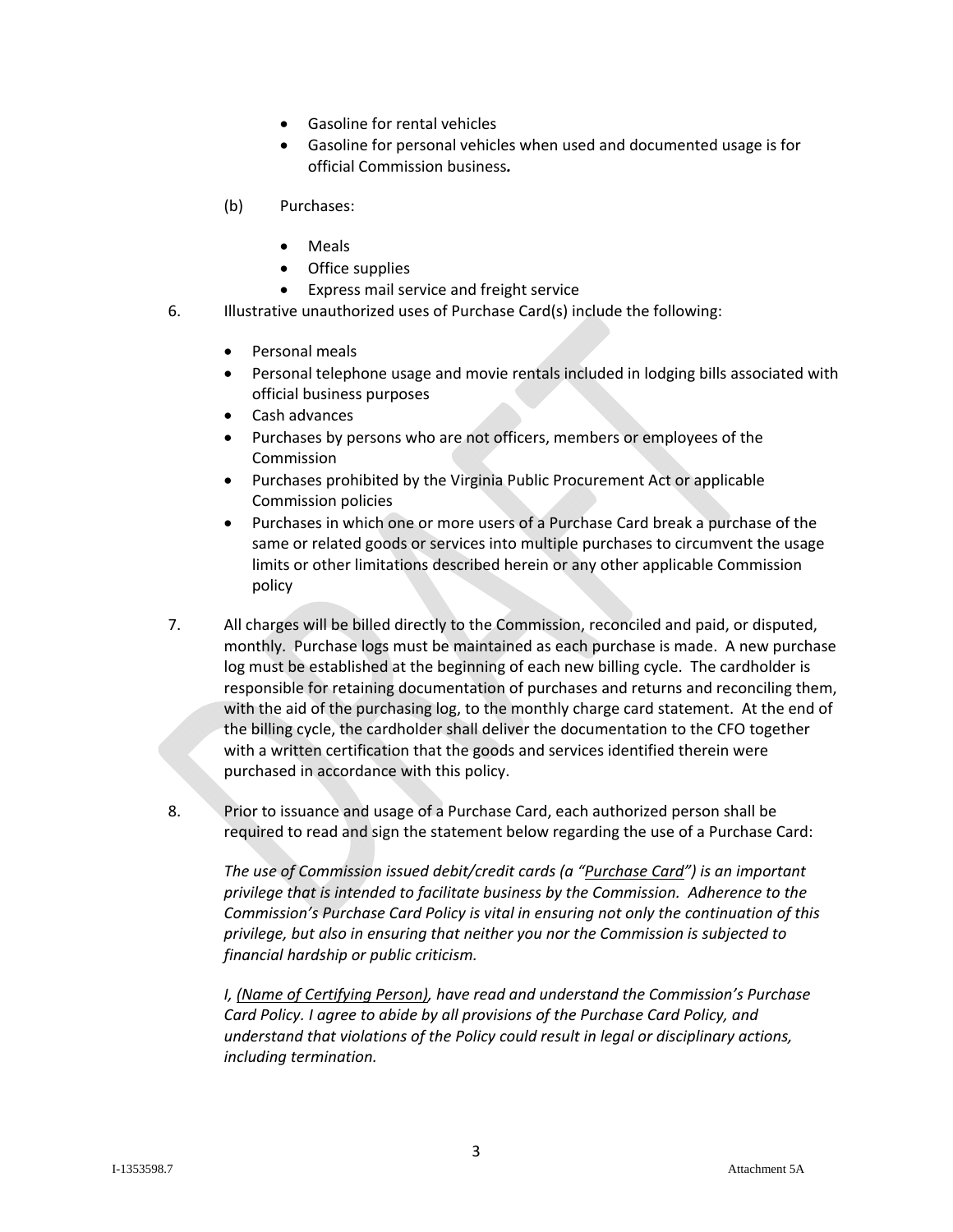- Gasoline for rental vehicles
- Gasoline for personal vehicles when used and documented usage is for official Commission business**.**

(b) Purchases:

- Meals
- Office supplies
- Express mail service and freight service

6. Illustrative unauthorized uses of Purchase Card(s) include the following:

   - Personal meals
   - Personal telephone usage and movie rentals included in lodging bills associated with official business purposes
   - Cash advances
   - Purchases by persons who are not officers, members or employees of the Commission
   - Purchases prohibited by the Virginia Public Procurement Act or applicable Commission policies
   - Purchases in which one or more users of a Purchase Card break a purchase of the same or related goods or services into multiple purchases to circumvent the usage limits or other limitations described herein or any other applicable Commission policy

7. All charges will be billed directly to the Commission, reconciled and paid, or disputed, monthly. Purchase logs must be maintained as each purchase is made. A new purchase log must be established at the beginning of each new billing cycle. The cardholder is responsible for retaining documentation of purchases and returns and reconciling them, with the aid of the purchasing log, to the monthly charge card statement. At the end of the billing cycle, the cardholder shall deliver the documentation to the CFO together with a written certification that the goods and services identified therein were purchased in accordance with this policy.

8. Prior to issuance and usage of a Purchase Card, each authorized person shall be required to read and sign the statement below regarding the use of a Purchase Card:

   *The use of Commission issued debit/credit cards (a "<u>Purchase Card</u>") is an important privilege that is intended to facilitate business by the Commission. Adherence to the Commission's Purchase Card Policy is vital in ensuring not only the continuation of this privilege, but also in ensuring that neither you nor the Commission is subjected to financial hardship or public criticism.*

   *I, <u>(Name of Certifying Person)</u>, have read and understand the Commission's Purchase Card Policy. I agree to abide by all provisions of the Purchase Card Policy, and understand that violations of the Policy could result in legal or disciplinary actions, including termination.*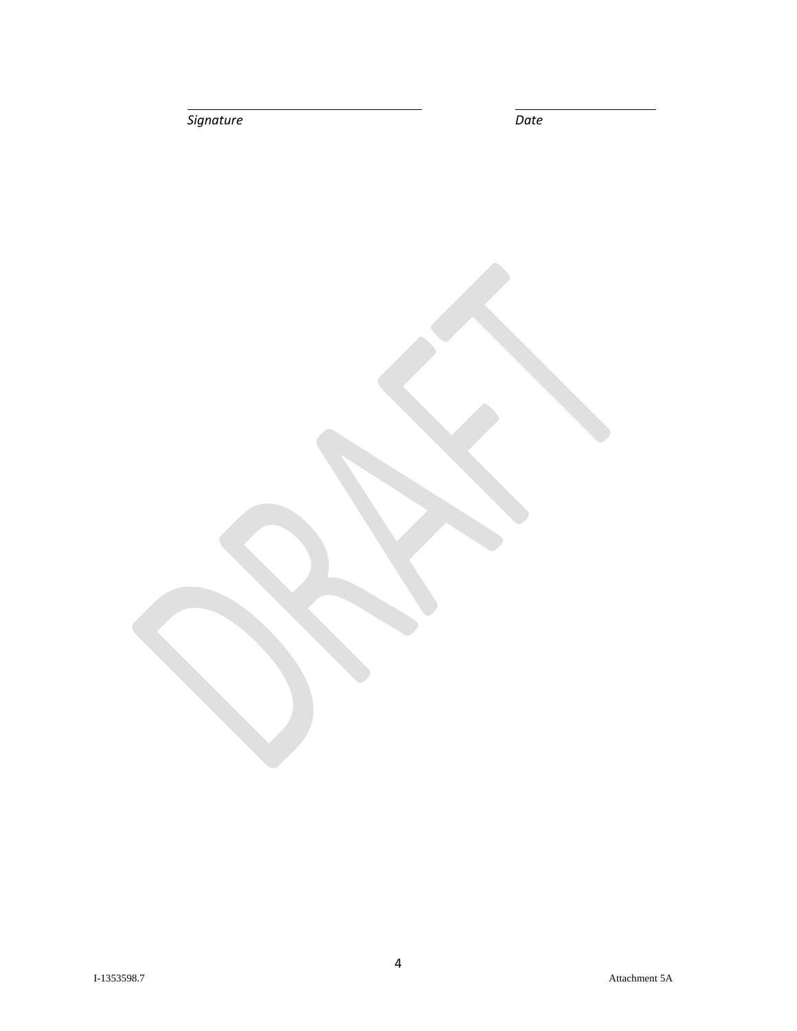_______________________________ _______________________

*Signature* *Date*

DRAFT

I-1353598.7 Attachment 5A